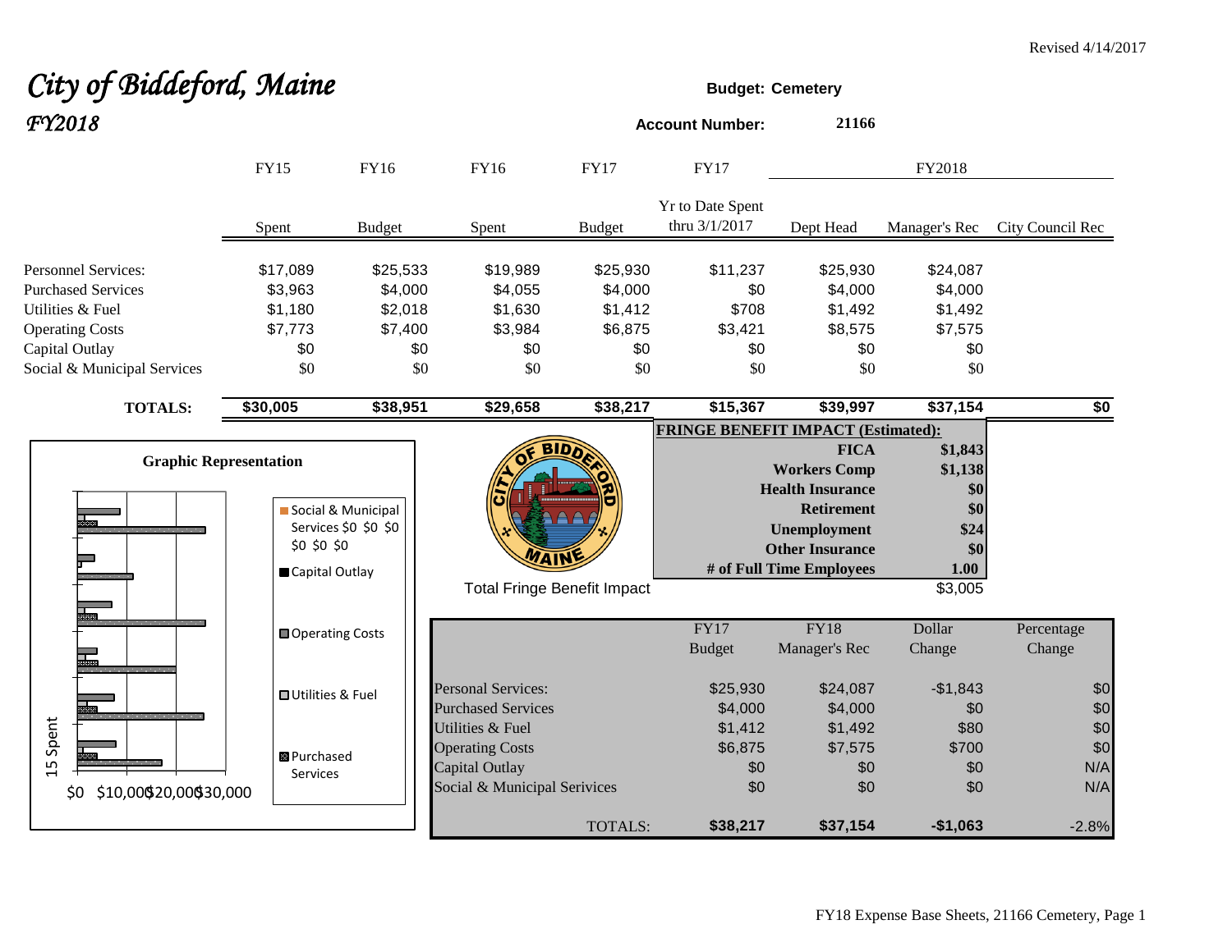Revised 4/14/2017

# City of Biddeford, Maine
## FY2018

**Budget: Cemetery**

**Account Number: 21166**

| | FY15 Spent | FY16 Budget | FY16 Spent | FY17 Budget | FY17 Yr to Date Spent thru 3/1/2017 | FY2018 Dept Head | FY2018 Manager's Rec | FY2018 City Council Rec |
|---|---|---|---|---|---|---|---|---|
| Personnel Services: | $17,089 | $25,533 | $19,989 | $25,930 | $11,237 | $25,930 | $24,087 | |
| Purchased Services | $3,963 | $4,000 | $4,055 | $4,000 | $0 | $4,000 | $4,000 | |
| Utilities & Fuel | $1,180 | $2,018 | $1,630 | $1,412 | $708 | $1,492 | $1,492 | |
| Operating Costs | $7,773 | $7,400 | $3,984 | $6,875 | $3,421 | $8,575 | $7,575 | |
| Capital Outlay | $0 | $0 | $0 | $0 | $0 | $0 | $0 | |
| Social & Municipal Services | $0 | $0 | $0 | $0 | $0 | $0 | $0 | |
| **TOTALS:** | **$30,005** | **$38,951** | **$29,658** | **$38,217** | **$15,367** | **$39,997** | **$37,154** | **$0** |

**FRINGE BENEFIT IMPACT (Estimated):**

| | |
|---|---|
| **FICA** | **$1,843** |
| **Workers Comp** | **$1,138** |
| **Health Insurance** | **$0** |
| **Retirement** | **$0** |
| **Unemployment** | **$24** |
| **Other Insurance** | **$0** |
| **# of Full Time Employees** | **1.00** |
| Total Fringe Benefit Impact | $3,005 |

**Graphic Representation**

| | FY17 Budget | FY18 Manager's Rec | Dollar Change | Percentage Change |
|---|---|---|---|---|
| Personal Services: | $25,930 | $24,087 | -$1,843 | $0 |
| Purchased Services | $4,000 | $4,000 | $0 | $0 |
| Utilities & Fuel | $1,412 | $1,492 | $80 | $0 |
| Operating Costs | $6,875 | $7,575 | $700 | $0 |
| Capital Outlay | $0 | $0 | $0 | N/A |
| Social & Municipal Serivices | $0 | $0 | $0 | N/A |
| TOTALS: | **$38,217** | **$37,154** | **-$1,063** | -2.8% |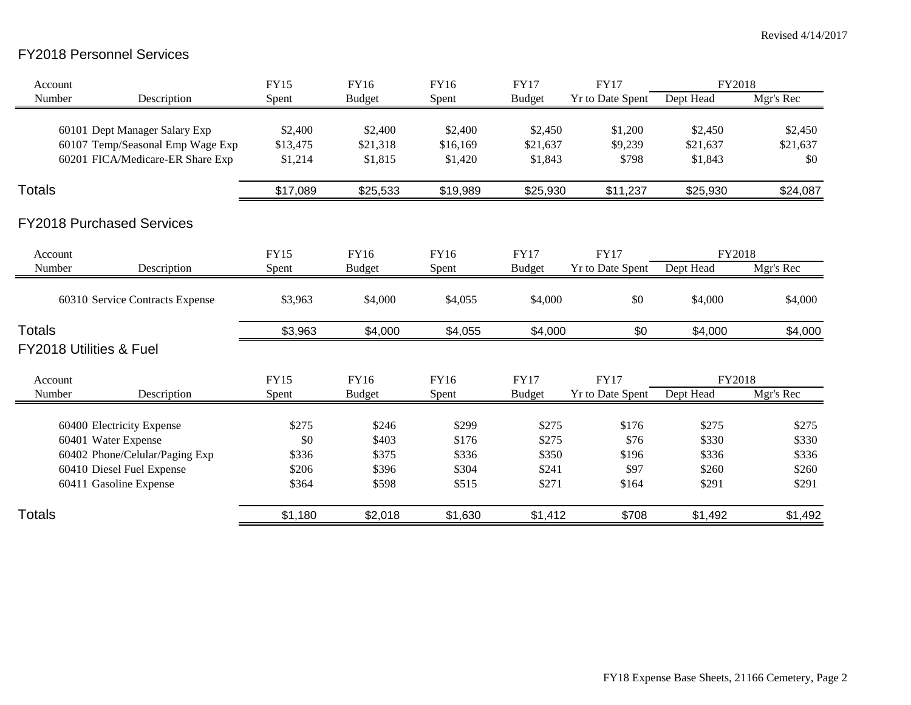Revised 4/14/2017

## FY2018 Personnel Services

| Account Number | Description | FY15 Spent | FY16 Budget | FY16 Spent | FY17 Budget | FY17 Yr to Date Spent | FY2018 Dept Head | FY2018 Mgr's Rec |
|---|---|---|---|---|---|---|---|---|
| 60101 | Dept Manager Salary Exp | $2,400 | $2,400 | $2,400 | $2,450 | $1,200 | $2,450 | $2,450 |
| 60107 | Temp/Seasonal Emp Wage Exp | $13,475 | $21,318 | $16,169 | $21,637 | $9,239 | $21,637 | $21,637 |
| 60201 | FICA/Medicare-ER Share Exp | $1,214 | $1,815 | $1,420 | $1,843 | $798 | $1,843 | $0 |
| **Totals** | | $17,089 | $25,533 | $19,989 | $25,930 | $11,237 | $25,930 | $24,087 |

## FY2018 Purchased Services

| Account Number | Description | FY15 Spent | FY16 Budget | FY16 Spent | FY17 Budget | FY17 Yr to Date Spent | FY2018 Dept Head | FY2018 Mgr's Rec |
|---|---|---|---|---|---|---|---|---|
| 60310 | Service Contracts Expense | $3,963 | $4,000 | $4,055 | $4,000 | $0 | $4,000 | $4,000 |
| **Totals** | | $3,963 | $4,000 | $4,055 | $4,000 | $0 | $4,000 | $4,000 |

## FY2018 Utilities & Fuel

| Account Number | Description | FY15 Spent | FY16 Budget | FY16 Spent | FY17 Budget | FY17 Yr to Date Spent | FY2018 Dept Head | FY2018 Mgr's Rec |
|---|---|---|---|---|---|---|---|---|
| 60400 | Electricity Expense | $275 | $246 | $299 | $275 | $176 | $275 | $275 |
| 60401 | Water Expense | $0 | $403 | $176 | $275 | $76 | $330 | $330 |
| 60402 | Phone/Celular/Paging Exp | $336 | $375 | $336 | $350 | $196 | $336 | $336 |
| 60410 | Diesel Fuel Expense | $206 | $396 | $304 | $241 | $97 | $260 | $260 |
| 60411 | Gasoline Expense | $364 | $598 | $515 | $271 | $164 | $291 | $291 |
| **Totals** | | $1,180 | $2,018 | $1,630 | $1,412 | $708 | $1,492 | $1,492 |

FY18 Expense Base Sheets, 21166 Cemetery, Page 2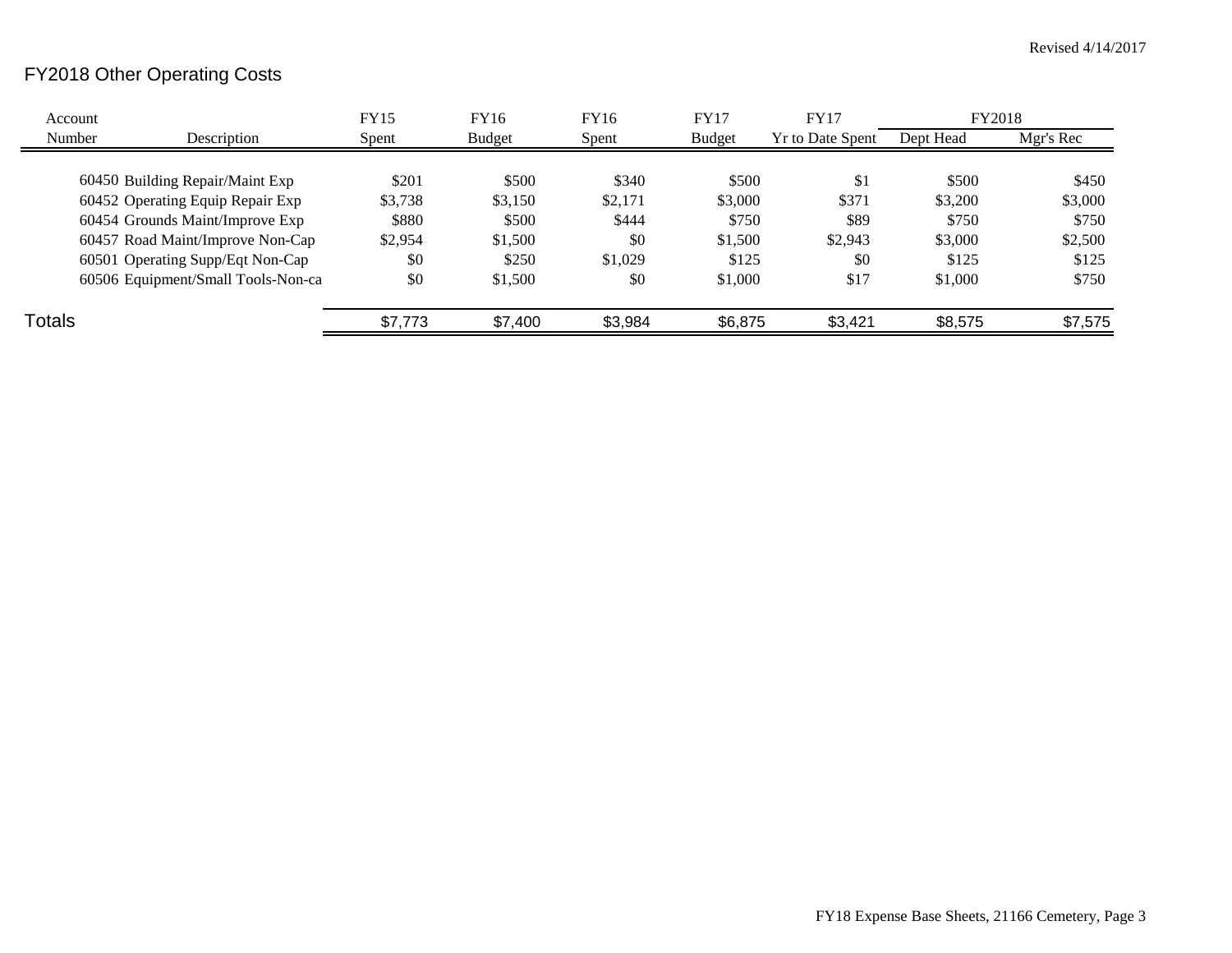Revised 4/14/2017

# FY2018 Other Operating Costs

| Account Number | Description | FY15 Spent | FY16 Budget | FY16 Spent | FY17 Budget | FY17 Yr to Date Spent | FY2018 Dept Head | FY2018 Mgr's Rec |
|---|---|---|---|---|---|---|---|---|
| 60450 | Building Repair/Maint Exp | $201 | $500 | $340 | $500 | $1 | $500 | $450 |
| 60452 | Operating Equip Repair Exp | $3,738 | $3,150 | $2,171 | $3,000 | $371 | $3,200 | $3,000 |
| 60454 | Grounds Maint/Improve Exp | $880 | $500 | $444 | $750 | $89 | $750 | $750 |
| 60457 | Road Maint/Improve Non-Cap | $2,954 | $1,500 | $0 | $1,500 | $2,943 | $3,000 | $2,500 |
| 60501 | Operating Supp/Eqt Non-Cap | $0 | $250 | $1,029 | $125 | $0 | $125 | $125 |
| 60506 | Equipment/Small Tools-Non-ca | $0 | $1,500 | $0 | $1,000 | $17 | $1,000 | $750 |
| **Totals** | | $7,773 | $7,400 | $3,984 | $6,875 | $3,421 | $8,575 | $7,575 |

FY18 Expense Base Sheets, 21166 Cemetery, Page 3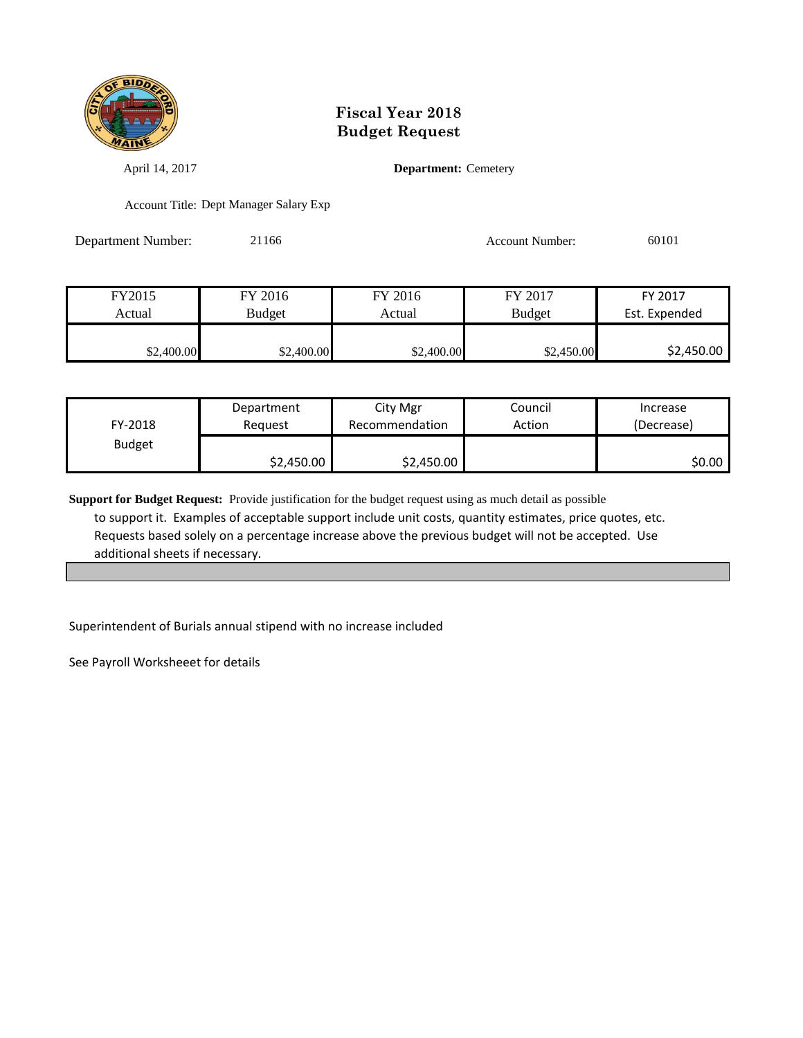# Fiscal Year 2018
# Budget Request

April 14, 2017

**Department:** Cemetery

Account Title: Dept Manager Salary Exp

Department Number: 21166

Account Number: 60101

| FY2015 Actual | FY 2016 Budget | FY 2016 Actual | FY 2017 Budget | FY 2017 Est. Expended |
|---|---|---|---|---|
| $2,400.00 | $2,400.00 | $2,400.00 | $2,450.00 | $2,450.00 |

| FY-2018 Budget | Department Request | City Mgr Recommendation | Council Action | Increase (Decrease) |
|---|---|---|---|---|
| | $2,450.00 | $2,450.00 | | $0.00 |

**Support for Budget Request:** Provide justification for the budget request using as much detail as possible to support it. Examples of acceptable support include unit costs, quantity estimates, price quotes, etc. Requests based solely on a percentage increase above the previous budget will not be accepted. Use additional sheets if necessary.

Superintendent of Burials annual stipend with no increase included

See Payroll Worksheeet for details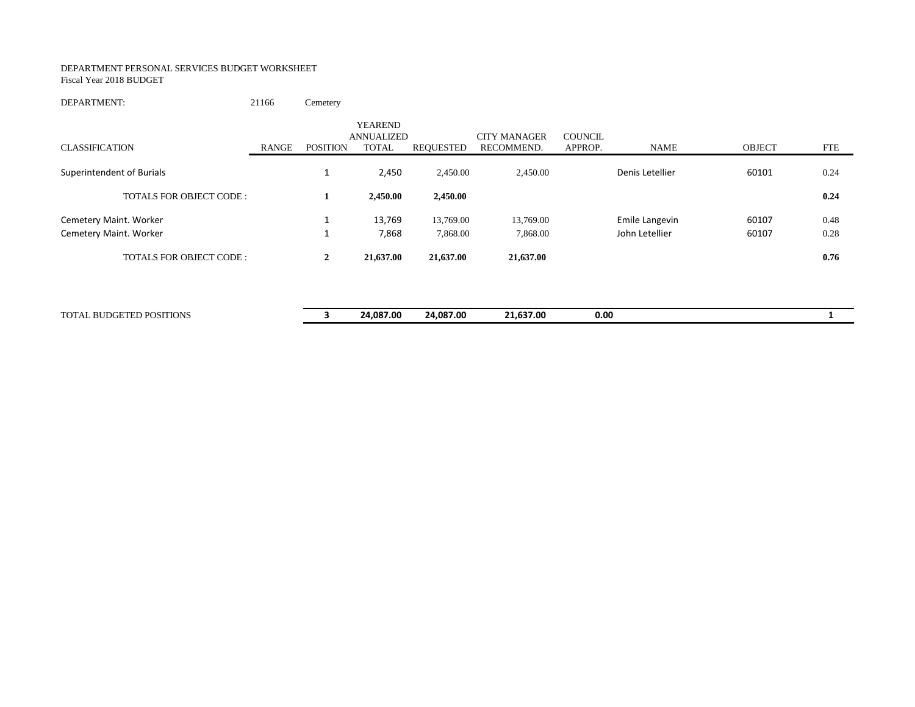DEPARTMENT PERSONAL SERVICES BUDGET WORKSHEET
Fiscal Year 2018 BUDGET

DEPARTMENT: 21166 Cemetery

| CLASSIFICATION | RANGE | POSITION | YEAREND ANNUALIZED TOTAL | REQUESTED | CITY MANAGER RECOMMEND. | COUNCIL APPROP. | NAME | OBJECT | FTE |
|---|---|---|---|---|---|---|---|---|---|
| Superintendent of Burials | | 1 | 2,450 | 2,450.00 | 2,450.00 | | Denis Letellier | 60101 | 0.24 |
| **TOTALS FOR OBJECT CODE :** | | **1** | **2,450.00** | **2,450.00** | | | | | **0.24** |
| Cemetery Maint. Worker | | 1 | 13,769 | 13,769.00 | 13,769.00 | | Emile Langevin | 60107 | 0.48 |
| Cemetery Maint. Worker | | 1 | 7,868 | 7,868.00 | 7,868.00 | | John Letellier | 60107 | 0.28 |
| **TOTALS FOR OBJECT CODE :** | | **2** | **21,637.00** | **21,637.00** | **21,637.00** | | | | **0.76** |
| TOTAL BUDGETED POSITIONS | | **3** | **24,087.00** | **24,087.00** | **21,637.00** | **0.00** | | | **1** |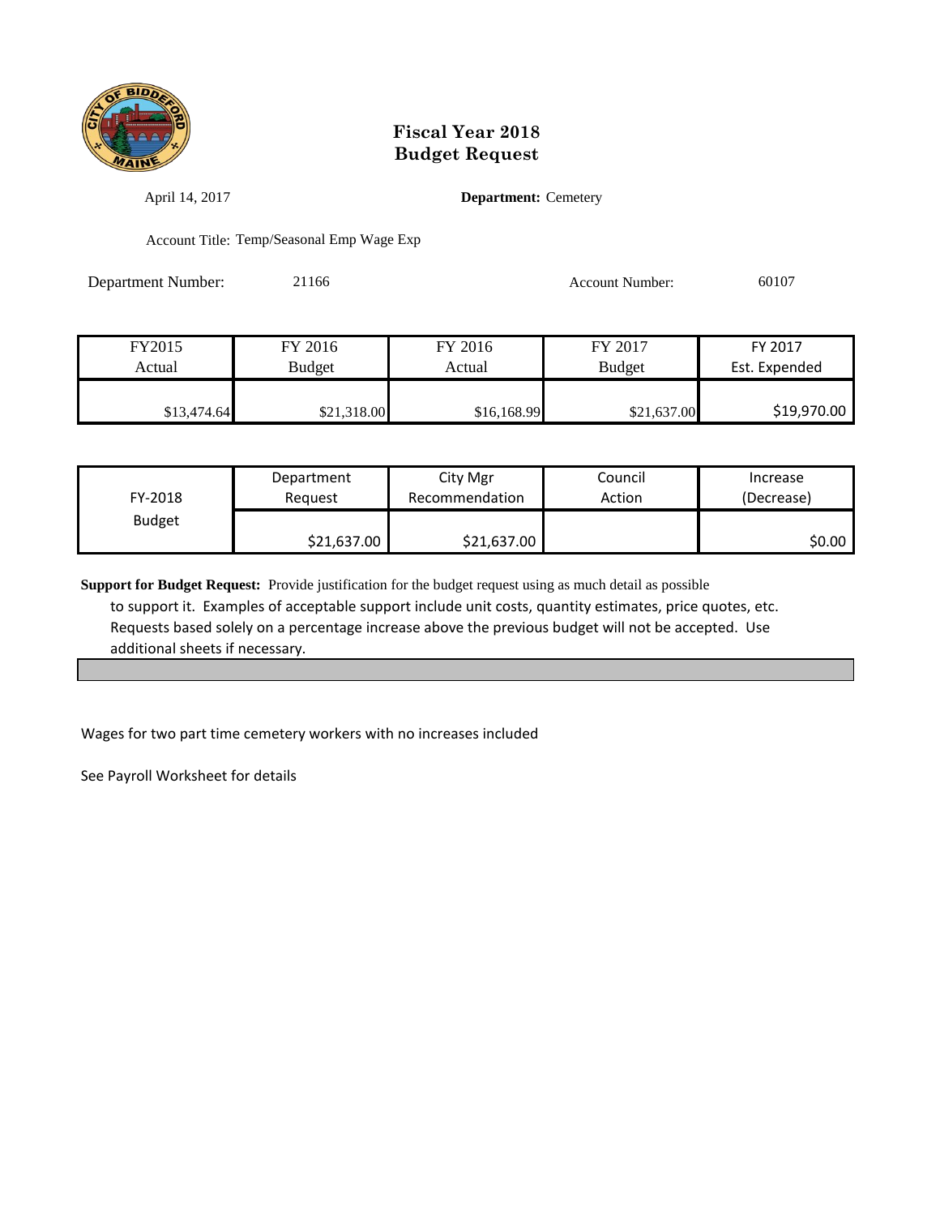# Fiscal Year 2018
# Budget Request

April 14, 2017

**Department:** Cemetery

Account Title: Temp/Seasonal Emp Wage Exp

Department Number: 21166

Account Number: 60107

| FY2015 Actual | FY 2016 Budget | FY 2016 Actual | FY 2017 Budget | FY 2017 Est. Expended |
|---|---|---|---|---|
| $13,474.64 | $21,318.00 | $16,168.99 | $21,637.00 | $19,970.00 |

| FY-2018 Budget | Department Request | City Mgr Recommendation | Council Action | Increase (Decrease) |
|---|---|---|---|---|
| | $21,637.00 | $21,637.00 | | $0.00 |

**Support for Budget Request:** Provide justification for the budget request using as much detail as possible to support it. Examples of acceptable support include unit costs, quantity estimates, price quotes, etc. Requests based solely on a percentage increase above the previous budget will not be accepted. Use additional sheets if necessary.

Wages for two part time cemetery workers with no increases included

See Payroll Worksheet for details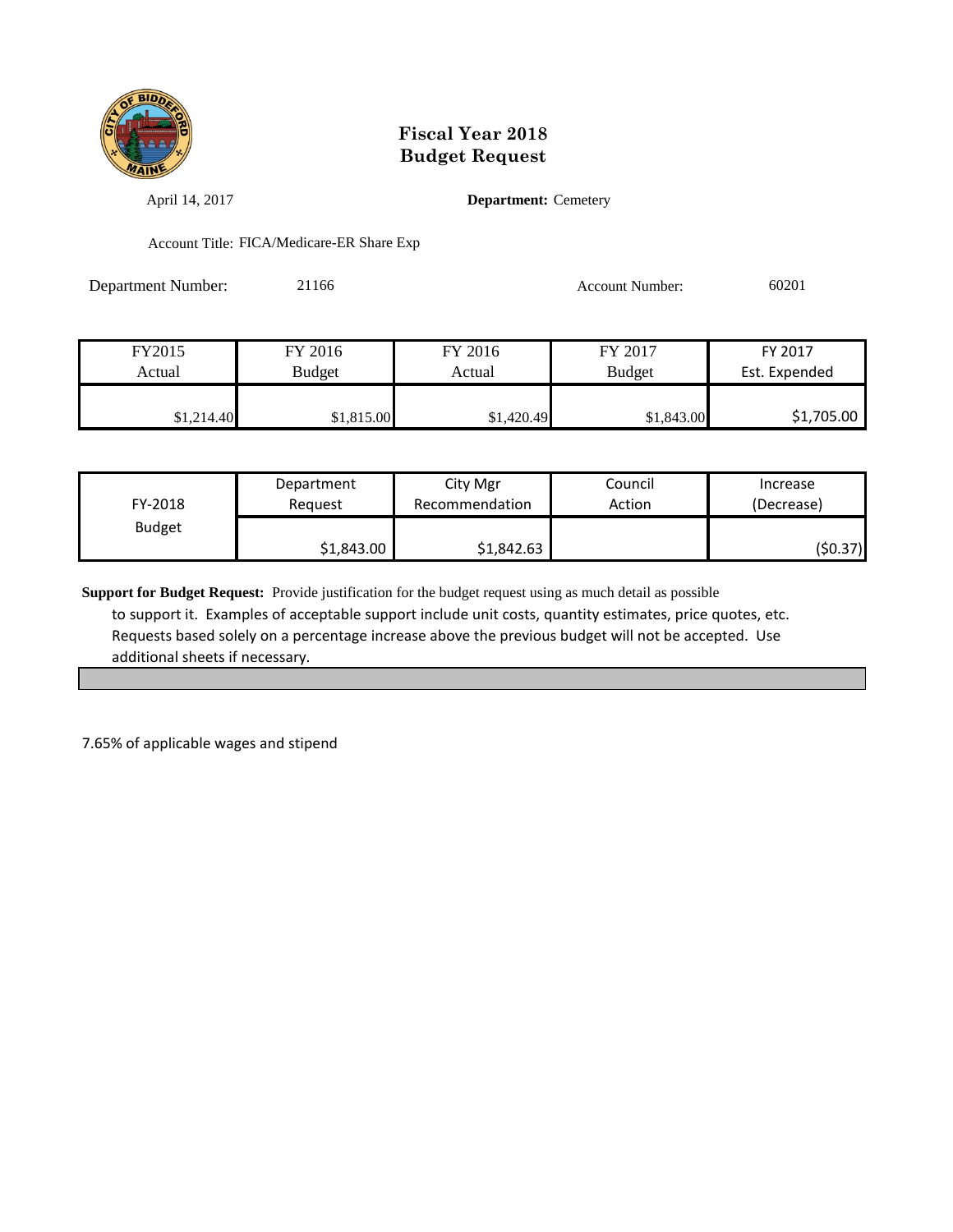# Fiscal Year 2018
# Budget Request

April 14, 2017

**Department:** Cemetery

Account Title: FICA/Medicare-ER Share Exp

Department Number: 21166

Account Number: 60201

| FY2015 Actual | FY 2016 Budget | FY 2016 Actual | FY 2017 Budget | FY 2017 Est. Expended |
|---|---|---|---|---|
| $1,214.40 | $1,815.00 | $1,420.49 | $1,843.00 | $1,705.00 |

| FY-2018 Budget | Department Request | City Mgr Recommendation | Council Action | Increase (Decrease) |
|---|---|---|---|---|
| | $1,843.00 | $1,842.63 | | ($0.37) |

**Support for Budget Request:** Provide justification for the budget request using as much detail as possible to support it. Examples of acceptable support include unit costs, quantity estimates, price quotes, etc. Requests based solely on a percentage increase above the previous budget will not be accepted. Use additional sheets if necessary.

7.65% of applicable wages and stipend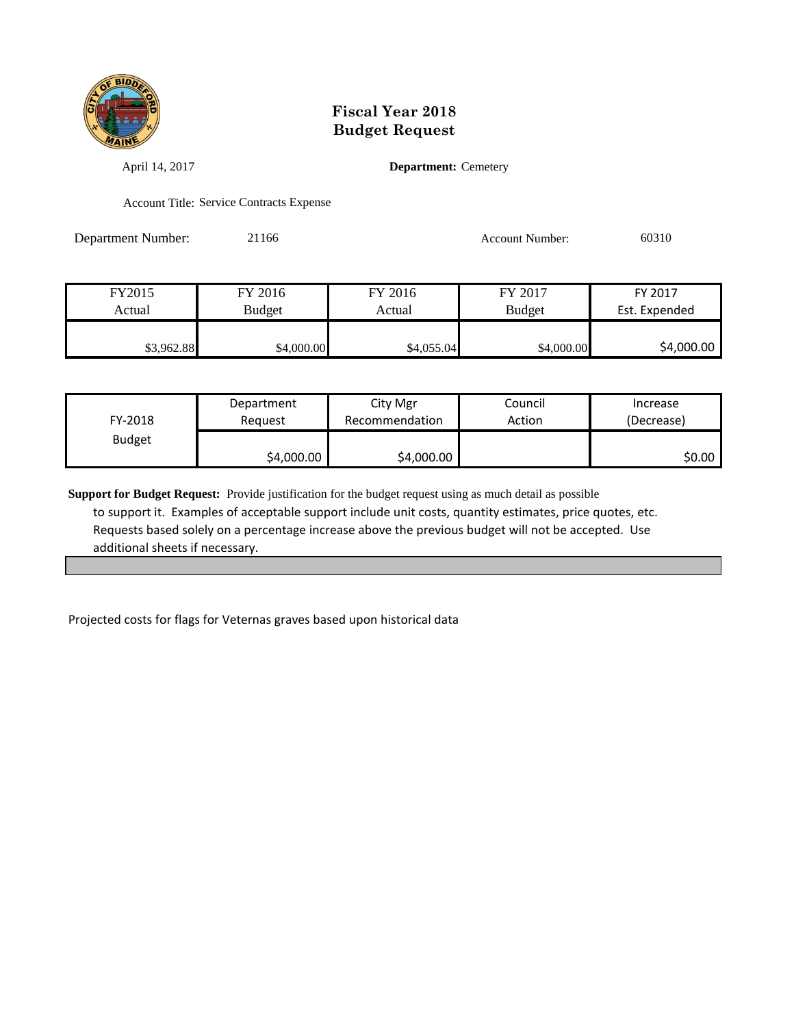# Fiscal Year 2018
# Budget Request

April 14, 2017

**Department:** Cemetery

Account Title: Service Contracts Expense

Department Number: 21166

Account Number: 60310

| FY2015 Actual | FY 2016 Budget | FY 2016 Actual | FY 2017 Budget | FY 2017 Est. Expended |
|---|---|---|---|---|
| $3,962.88 | $4,000.00 | $4,055.04 | $4,000.00 | $4,000.00 |

| FY-2018 Budget | Department Request | City Mgr Recommendation | Council Action | Increase (Decrease) |
|---|---|---|---|---|
| | $4,000.00 | $4,000.00 | | $0.00 |

**Support for Budget Request:** Provide justification for the budget request using as much detail as possible to support it. Examples of acceptable support include unit costs, quantity estimates, price quotes, etc. Requests based solely on a percentage increase above the previous budget will not be accepted. Use additional sheets if necessary.

Projected costs for flags for Veternas graves based upon historical data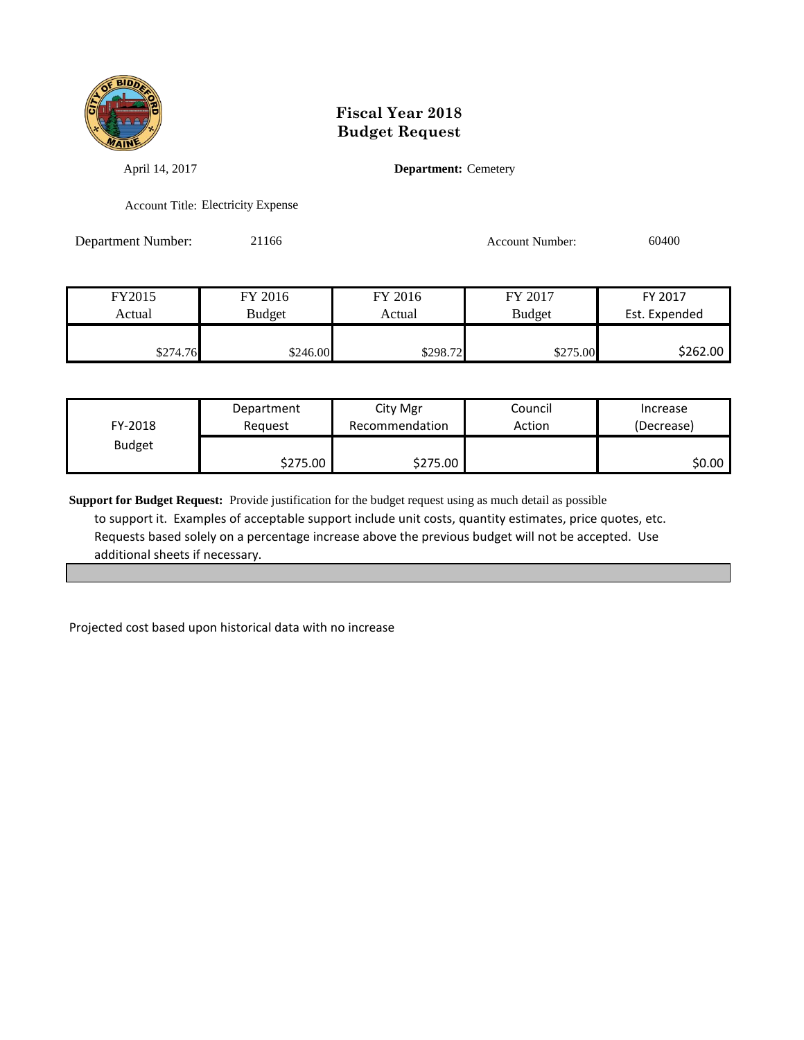# Fiscal Year 2018
# Budget Request

April 14, 2017

**Department:** Cemetery

Account Title: Electricity Expense

Department Number: 21166

Account Number: 60400

| FY2015 Actual | FY 2016 Budget | FY 2016 Actual | FY 2017 Budget | FY 2017 Est. Expended |
|---|---|---|---|---|
| $274.76 | $246.00 | $298.72 | $275.00 | $262.00 |

| FY-2018 Budget | Department Request | City Mgr Recommendation | Council Action | Increase (Decrease) |
|---|---|---|---|---|
| | $275.00 | $275.00 | | $0.00 |

**Support for Budget Request:** Provide justification for the budget request using as much detail as possible to support it. Examples of acceptable support include unit costs, quantity estimates, price quotes, etc. Requests based solely on a percentage increase above the previous budget will not be accepted. Use additional sheets if necessary.

Projected cost based upon historical data with no increase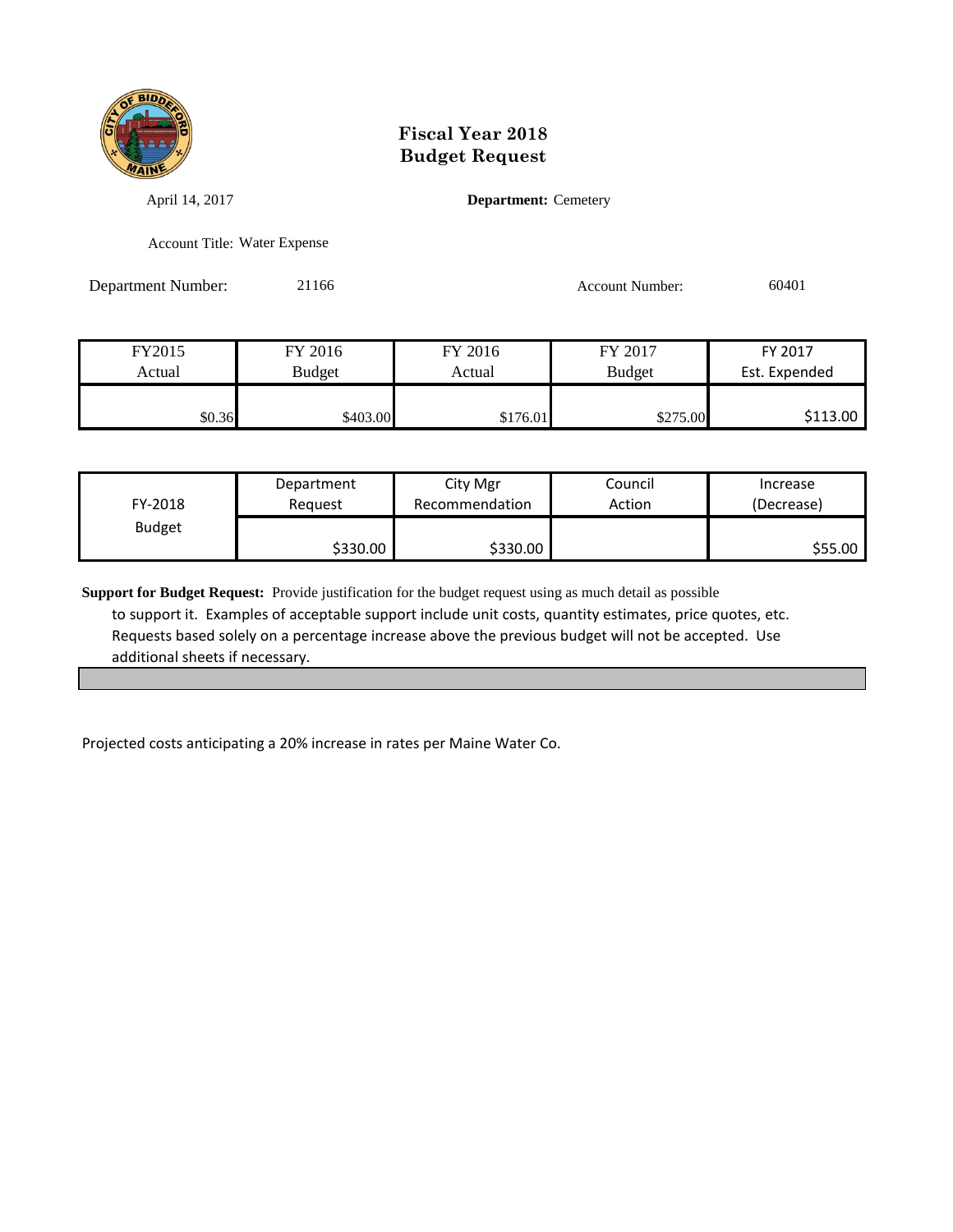# Fiscal Year 2018
# Budget Request

April 14, 2017

**Department:** Cemetery

Account Title: Water Expense

Department Number: 21166

Account Number: 60401

| FY2015 Actual | FY 2016 Budget | FY 2016 Actual | FY 2017 Budget | FY 2017 Est. Expended |
|---|---|---|---|---|
| $0.36 | $403.00 | $176.01 | $275.00 | $113.00 |

| FY-2018 Budget | Department Request | City Mgr Recommendation | Council Action | Increase (Decrease) |
|---|---|---|---|---|
| | $330.00 | $330.00 | | $55.00 |

**Support for Budget Request:** Provide justification for the budget request using as much detail as possible to support it. Examples of acceptable support include unit costs, quantity estimates, price quotes, etc. Requests based solely on a percentage increase above the previous budget will not be accepted. Use additional sheets if necessary.

Projected costs anticipating a 20% increase in rates per Maine Water Co.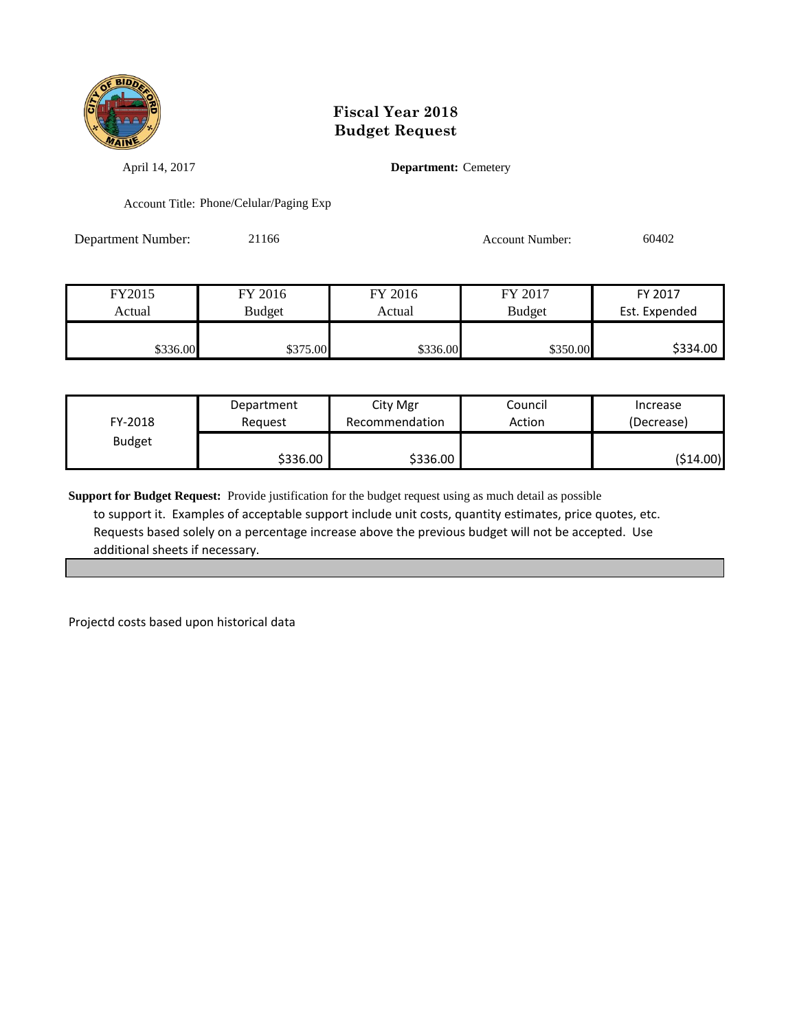# Fiscal Year 2018
# Budget Request

April 14, 2017

**Department:** Cemetery

Account Title: Phone/Celular/Paging Exp

Department Number: 21166

Account Number: 60402

| FY2015 Actual | FY 2016 Budget | FY 2016 Actual | FY 2017 Budget | FY 2017 Est. Expended |
|---|---|---|---|---|
| $336.00 | $375.00 | $336.00 | $350.00 | $334.00 |

| FY-2018 Budget | Department Request | City Mgr Recommendation | Council Action | Increase (Decrease) |
|---|---|---|---|---|
| | $336.00 | $336.00 | | ($14.00) |

**Support for Budget Request:** Provide justification for the budget request using as much detail as possible to support it. Examples of acceptable support include unit costs, quantity estimates, price quotes, etc. Requests based solely on a percentage increase above the previous budget will not be accepted. Use additional sheets if necessary.

Projectd costs based upon historical data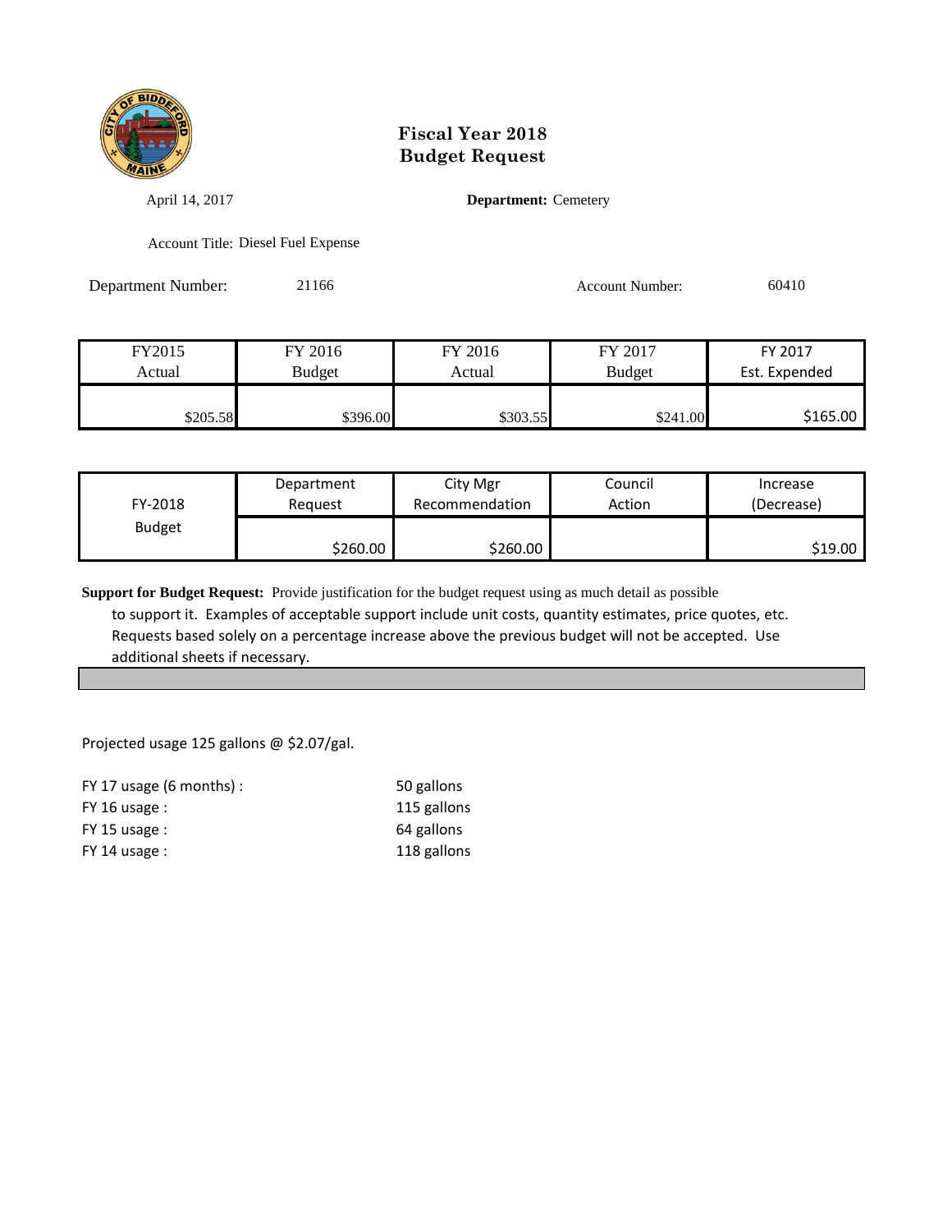# Fiscal Year 2018
# Budget Request

April 14, 2017

**Department:** Cemetery

Account Title: Diesel Fuel Expense

Department Number: 21166

Account Number: 60410

| FY2015 Actual | FY 2016 Budget | FY 2016 Actual | FY 2017 Budget | FY 2017 Est. Expended |
|---|---|---|---|---|
| $205.58 | $396.00 | $303.55 | $241.00 | $165.00 |

| FY-2018 Budget | Department Request | City Mgr Recommendation | Council Action | Increase (Decrease) |
|---|---|---|---|---|
| | $260.00 | $260.00 | | $19.00 |

**Support for Budget Request:** Provide justification for the budget request using as much detail as possible to support it. Examples of acceptable support include unit costs, quantity estimates, price quotes, etc. Requests based solely on a percentage increase above the previous budget will not be accepted. Use additional sheets if necessary.

Projected usage 125 gallons @ $2.07/gal.

| | |
|---|---|
| FY 17 usage (6 months) : | 50 gallons |
| FY 16 usage : | 115 gallons |
| FY 15 usage : | 64 gallons |
| FY 14 usage : | 118 gallons |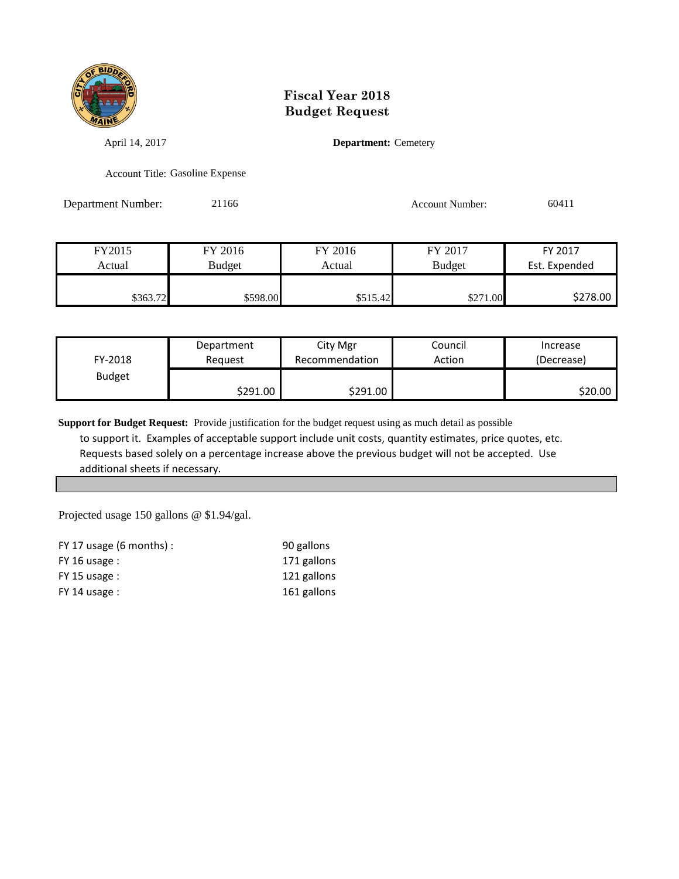# Fiscal Year 2018
# Budget Request

April 14, 2017

**Department:** Cemetery

Account Title: Gasoline Expense

Department Number: 21166

Account Number: 60411

| FY2015 Actual | FY 2016 Budget | FY 2016 Actual | FY 2017 Budget | FY 2017 Est. Expended |
|---|---|---|---|---|
| $363.72 | $598.00 | $515.42 | $271.00 | $278.00 |

| FY-2018 Budget | Department Request | City Mgr Recommendation | Council Action | Increase (Decrease) |
|---|---|---|---|---|
| | $291.00 | $291.00 | | $20.00 |

**Support for Budget Request:** Provide justification for the budget request using as much detail as possible to support it. Examples of acceptable support include unit costs, quantity estimates, price quotes, etc. Requests based solely on a percentage increase above the previous budget will not be accepted. Use additional sheets if necessary.

Projected usage 150 gallons @ $1.94/gal.

| | |
|---|---|
| FY 17 usage (6 months) : | 90 gallons |
| FY 16 usage : | 171 gallons |
| FY 15 usage : | 121 gallons |
| FY 14 usage : | 161 gallons |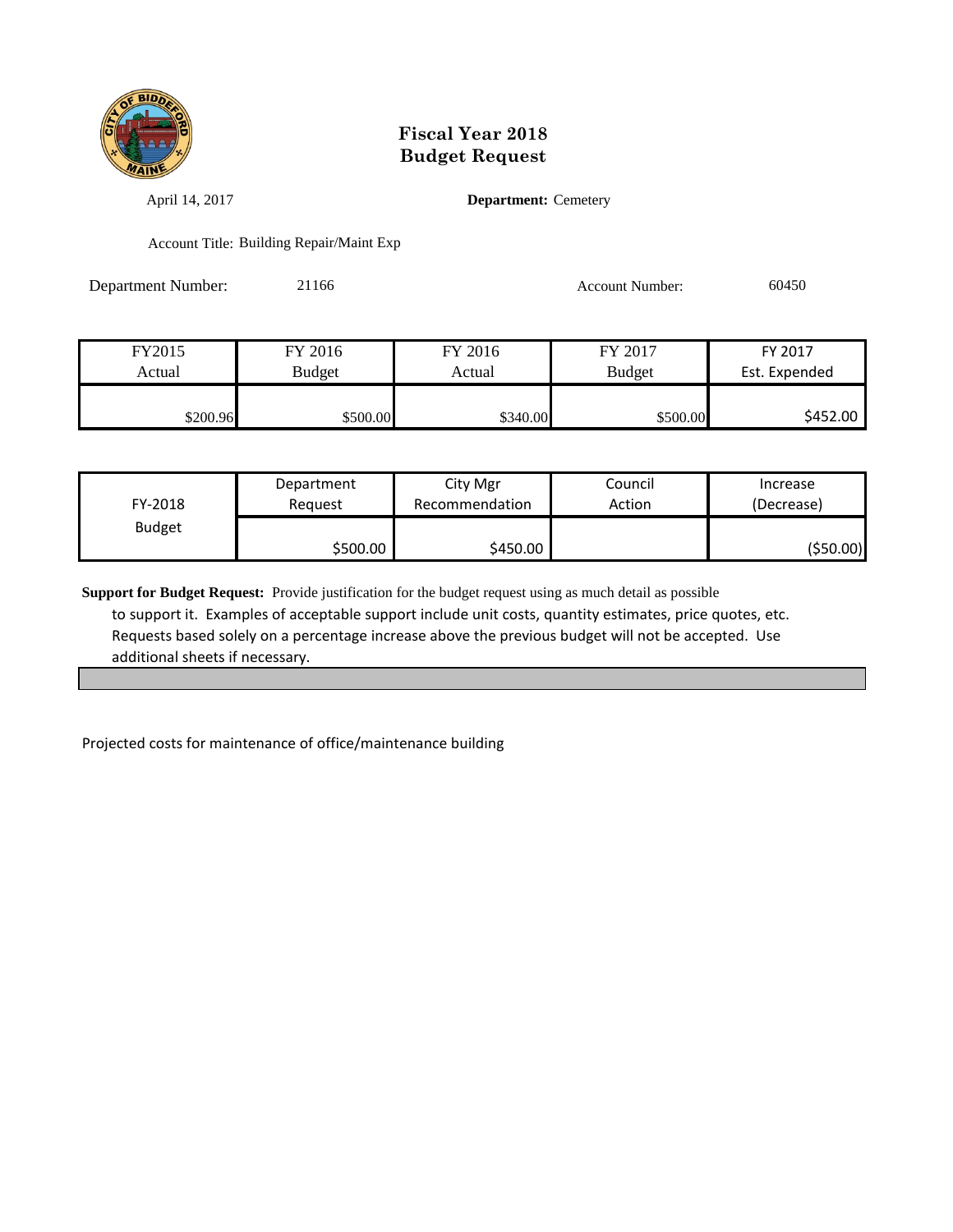# Fiscal Year 2018
# Budget Request

April 14, 2017

**Department:** Cemetery

Account Title: Building Repair/Maint Exp

Department Number: 21166

Account Number: 60450

| FY2015 Actual | FY 2016 Budget | FY 2016 Actual | FY 2017 Budget | FY 2017 Est. Expended |
|---|---|---|---|---|
| $200.96 | $500.00 | $340.00 | $500.00 | $452.00 |

| FY-2018 Budget | Department Request | City Mgr Recommendation | Council Action | Increase (Decrease) |
|---|---|---|---|---|
| | $500.00 | $450.00 | | ($50.00) |

**Support for Budget Request:** Provide justification for the budget request using as much detail as possible to support it. Examples of acceptable support include unit costs, quantity estimates, price quotes, etc. Requests based solely on a percentage increase above the previous budget will not be accepted. Use additional sheets if necessary.

Projected costs for maintenance of office/maintenance building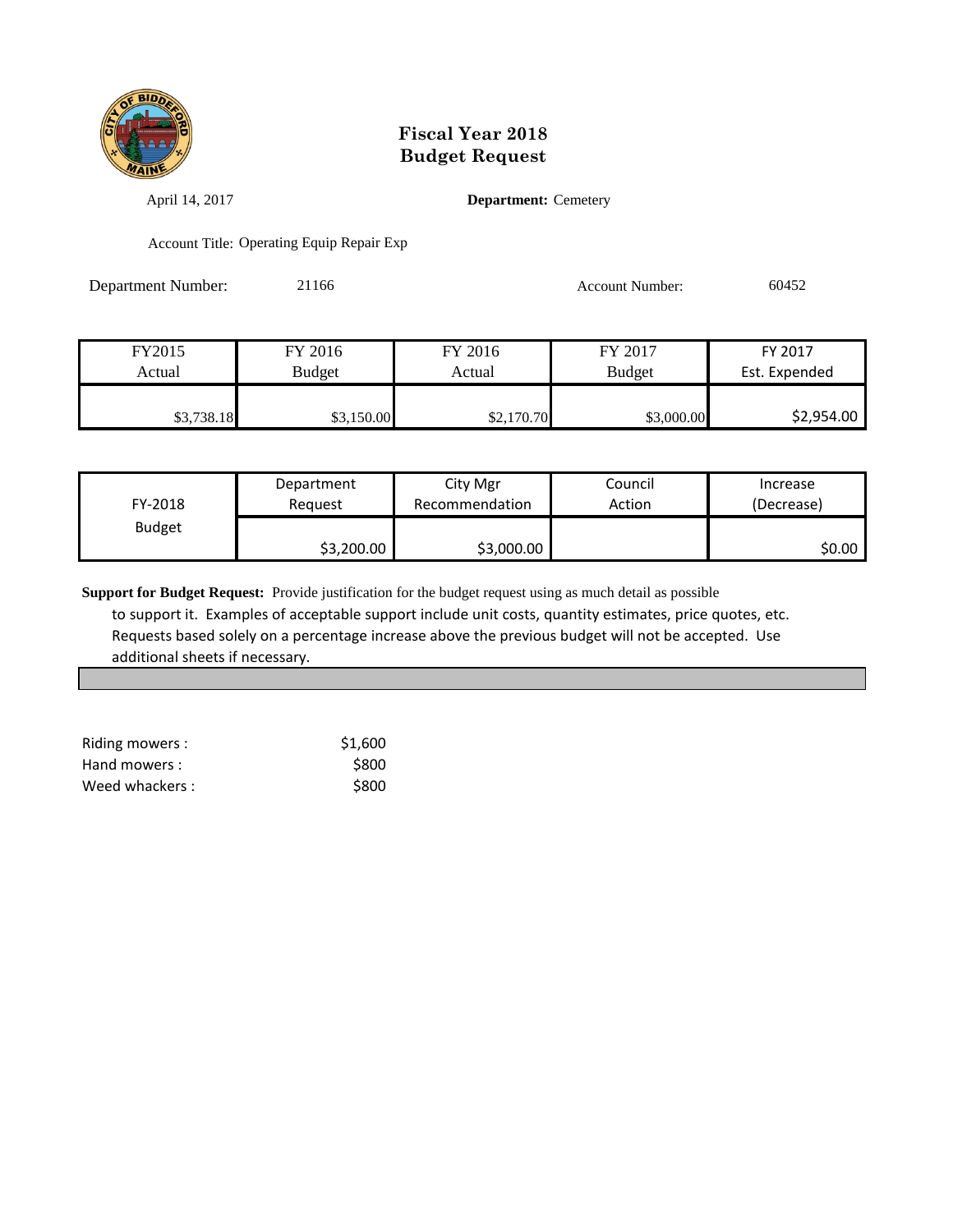# Fiscal Year 2018
# Budget Request

April 14, 2017

**Department:** Cemetery

Account Title: Operating Equip Repair Exp

Department Number: 21166

Account Number: 60452

| FY2015 Actual | FY 2016 Budget | FY 2016 Actual | FY 2017 Budget | FY 2017 Est. Expended |
|---|---|---|---|---|
| $3,738.18 | $3,150.00 | $2,170.70 | $3,000.00 | $2,954.00 |

| FY-2018 Budget | Department Request | City Mgr Recommendation | Council Action | Increase (Decrease) |
|---|---|---|---|---|
| | $3,200.00 | $3,000.00 | | $0.00 |

**Support for Budget Request:** Provide justification for the budget request using as much detail as possible to support it. Examples of acceptable support include unit costs, quantity estimates, price quotes, etc. Requests based solely on a percentage increase above the previous budget will not be accepted. Use additional sheets if necessary.

| | |
|---|---|
| Riding mowers : | $1,600 |
| Hand mowers : | $800 |
| Weed whackers : | $800 |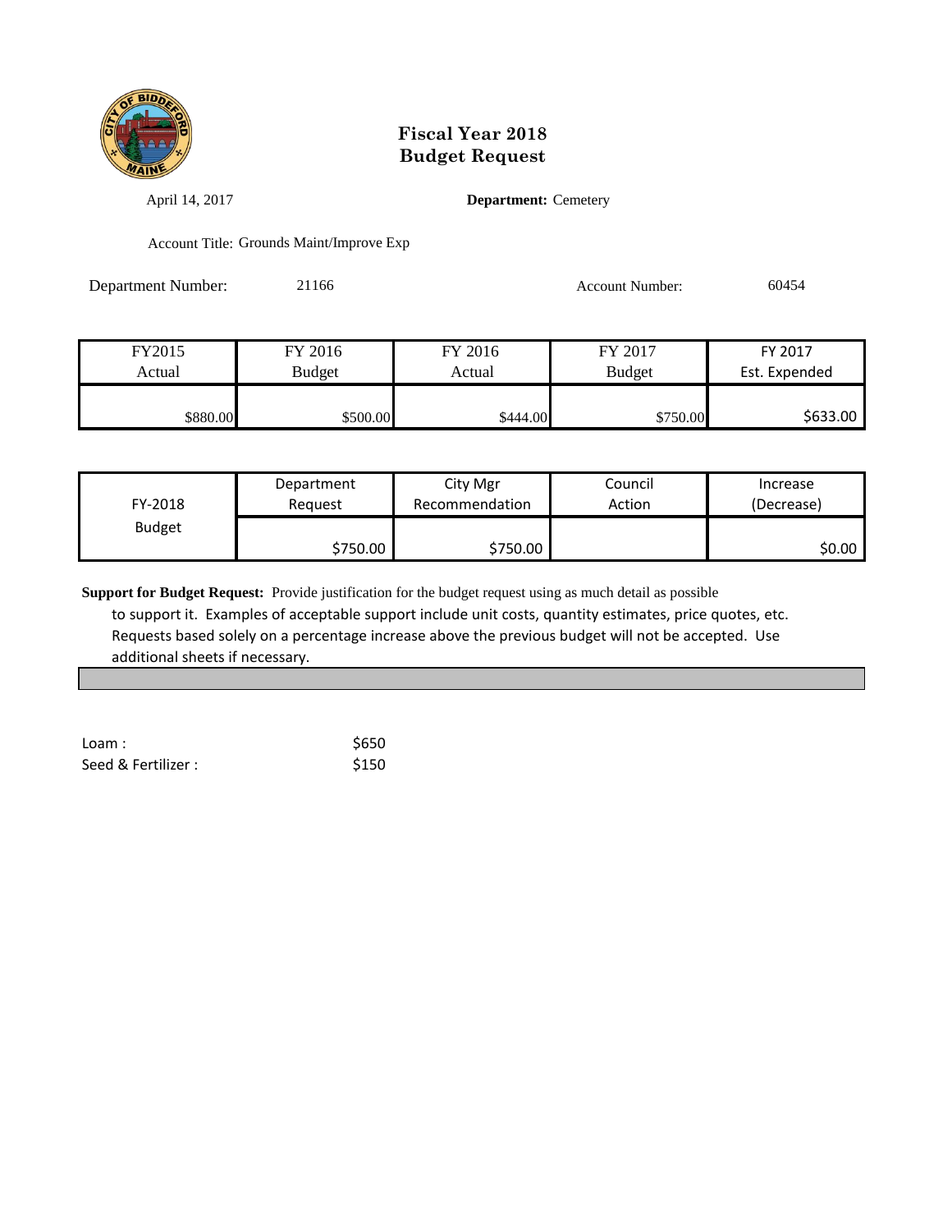# Fiscal Year 2018
# Budget Request

April 14, 2017

**Department:** Cemetery

Account Title: Grounds Maint/Improve Exp

Department Number: 21166

Account Number: 60454

| FY2015 Actual | FY 2016 Budget | FY 2016 Actual | FY 2017 Budget | FY 2017 Est. Expended |
|---|---|---|---|---|
| $880.00 | $500.00 | $444.00 | $750.00 | $633.00 |

| FY-2018 Budget | Department Request | City Mgr Recommendation | Council Action | Increase (Decrease) |
|---|---|---|---|---|
| | $750.00 | $750.00 | | $0.00 |

**Support for Budget Request:** Provide justification for the budget request using as much detail as possible to support it. Examples of acceptable support include unit costs, quantity estimates, price quotes, etc. Requests based solely on a percentage increase above the previous budget will not be accepted. Use additional sheets if necessary.

| | |
|---|---|
| Loam : | $650 |
| Seed & Fertilizer : | $150 |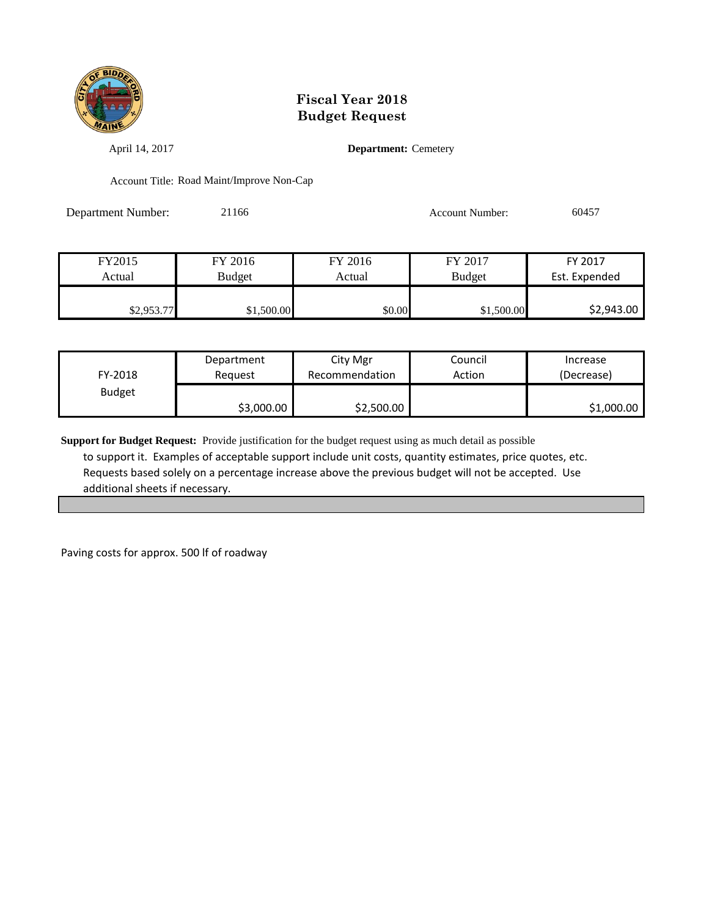# Fiscal Year 2018
# Budget Request

April 14, 2017 **Department:** Cemetery

Account Title: Road Maint/Improve Non-Cap

Department Number: 21166 Account Number: 60457

| FY2015 Actual | FY 2016 Budget | FY 2016 Actual | FY 2017 Budget | FY 2017 Est. Expended |
|---|---|---|---|---|
| $2,953.77 | $1,500.00 | $0.00 | $1,500.00 | $2,943.00 |

| FY-2018 Budget | Department Request | City Mgr Recommendation | Council Action | Increase (Decrease) |
|---|---|---|---|---|
| | $3,000.00 | $2,500.00 | | $1,000.00 |

**Support for Budget Request:** Provide justification for the budget request using as much detail as possible to support it. Examples of acceptable support include unit costs, quantity estimates, price quotes, etc. Requests based solely on a percentage increase above the previous budget will not be accepted. Use additional sheets if necessary.

Paving costs for approx. 500 lf of roadway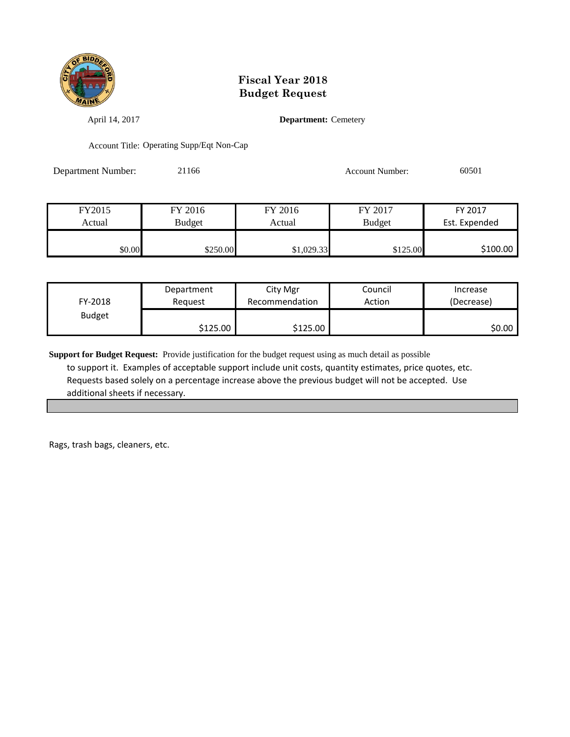# Fiscal Year 2018
# Budget Request

April 14, 2017

**Department:** Cemetery

Account Title: Operating Supp/Eqt Non-Cap

Department Number: 21166

Account Number: 60501

| FY2015 Actual | FY 2016 Budget | FY 2016 Actual | FY 2017 Budget | FY 2017 Est. Expended |
|---|---|---|---|---|
| $0.00 | $250.00 | $1,029.33 | $125.00 | $100.00 |

| FY-2018 Budget | Department Request | City Mgr Recommendation | Council Action | Increase (Decrease) |
|---|---|---|---|---|
| | $125.00 | $125.00 | | $0.00 |

**Support for Budget Request:** Provide justification for the budget request using as much detail as possible to support it. Examples of acceptable support include unit costs, quantity estimates, price quotes, etc. Requests based solely on a percentage increase above the previous budget will not be accepted. Use additional sheets if necessary.

Rags, trash bags, cleaners, etc.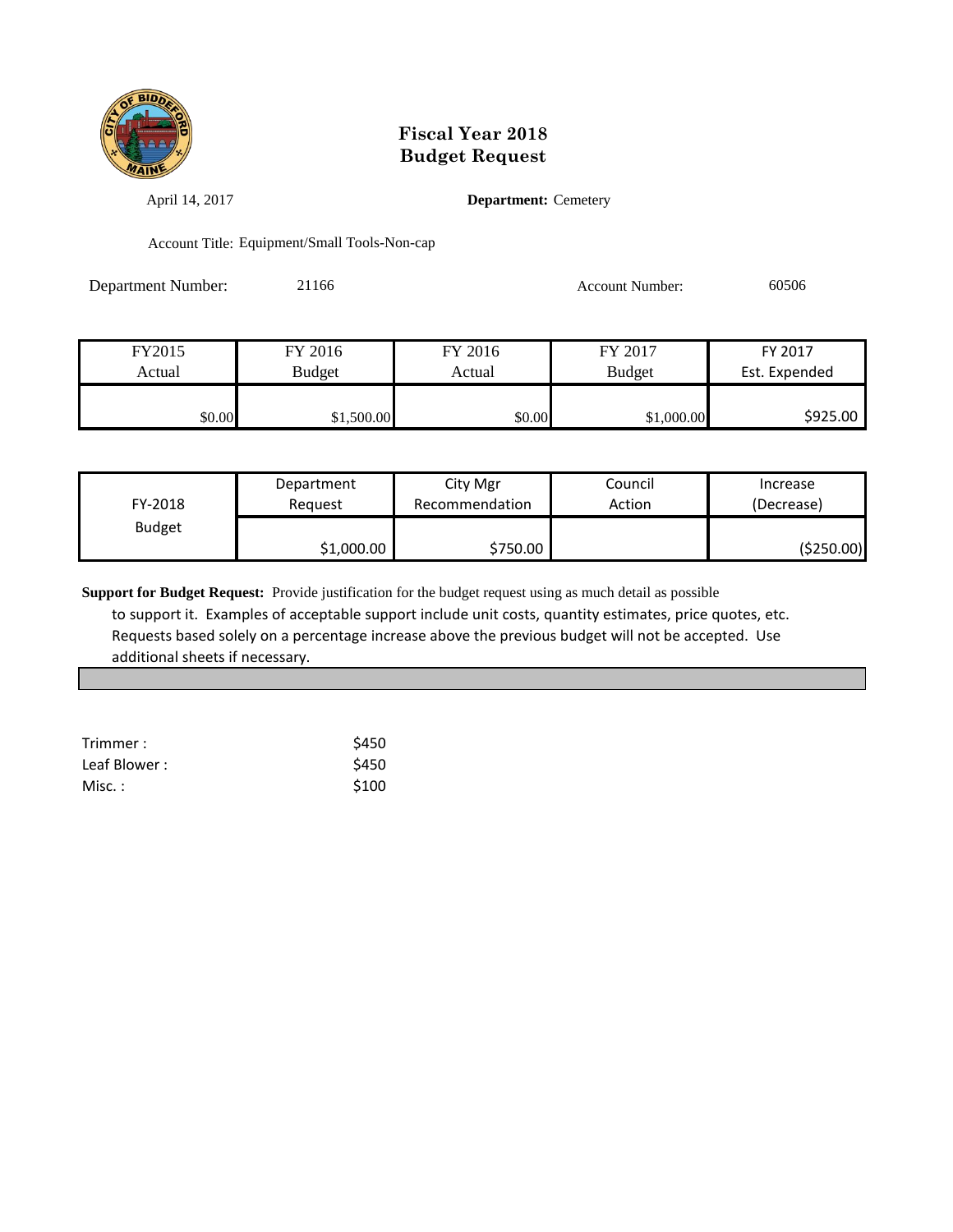# Fiscal Year 2018
# Budget Request

April 14, 2017

**Department:** Cemetery

Account Title: Equipment/Small Tools-Non-cap

Department Number: 21166

Account Number: 60506

| FY2015 Actual | FY 2016 Budget | FY 2016 Actual | FY 2017 Budget | FY 2017 Est. Expended |
|---|---|---|---|---|
| $0.00 | $1,500.00 | $0.00 | $1,000.00 | $925.00 |

| FY-2018 Budget | Department Request | City Mgr Recommendation | Council Action | Increase (Decrease) |
|---|---|---|---|---|
| | $1,000.00 | $750.00 | | ($250.00) |

**Support for Budget Request:** Provide justification for the budget request using as much detail as possible to support it. Examples of acceptable support include unit costs, quantity estimates, price quotes, etc. Requests based solely on a percentage increase above the previous budget will not be accepted. Use additional sheets if necessary.

| | |
|---|---|
| Trimmer : | $450 |
| Leaf Blower : | $450 |
| Misc. : | $100 |